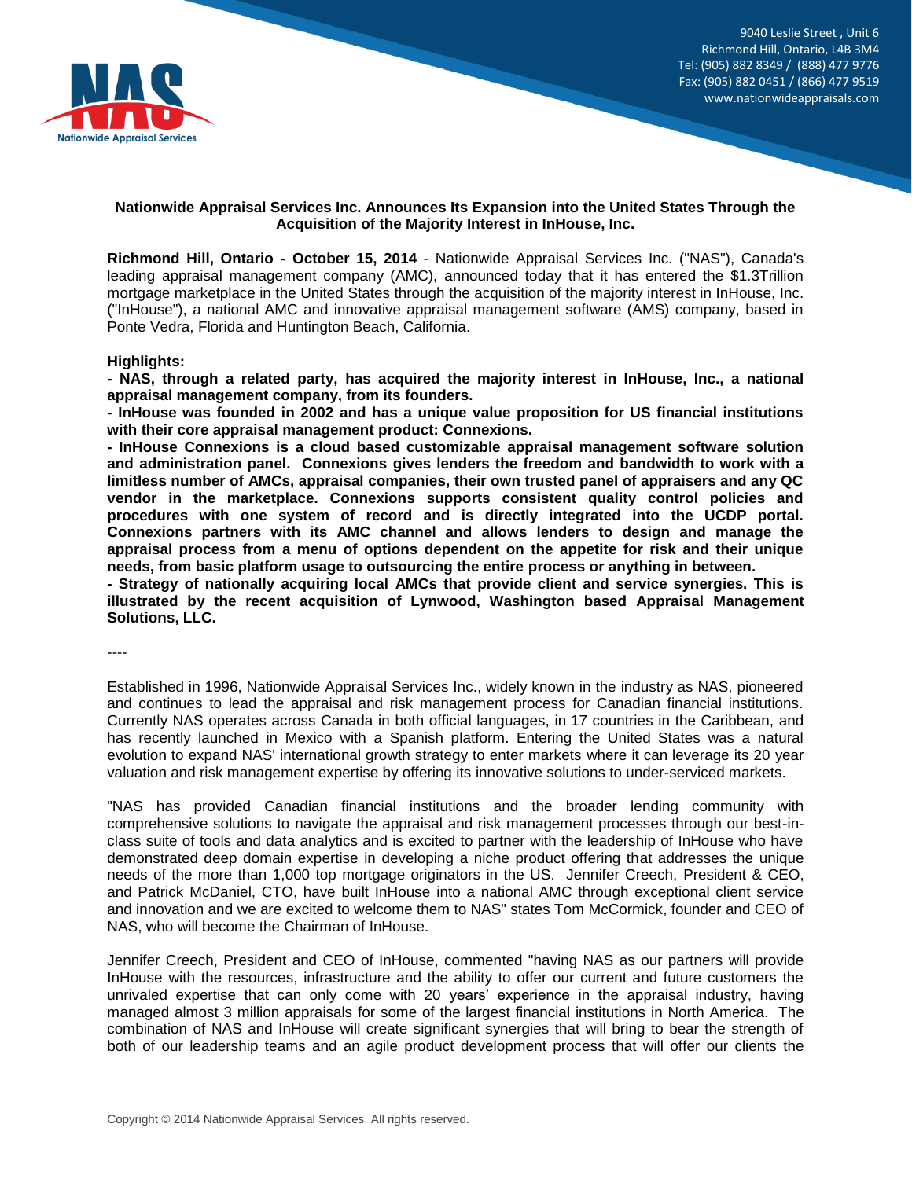9040 Leslie Street , Unit 6
Richmond Hill, Ontario, L4B 3M4
Tel: (905) 882 8349 / (888) 477 9776
Fax: (905) 882 0451 / (866) 477 9519
www.nationwideappraisals.com

**Nationwide Appraisal Services Inc. Announces Its Expansion into the United States Through the Acquisition of the Majority Interest in InHouse, Inc.**

**Richmond Hill, Ontario - October 15, 2014** - Nationwide Appraisal Services Inc. ("NAS"), Canada's leading appraisal management company (AMC), announced today that it has entered the $1.3Trillion mortgage marketplace in the United States through the acquisition of the majority interest in InHouse, Inc. ("InHouse"), a national AMC and innovative appraisal management software (AMS) company, based in Ponte Vedra, Florida and Huntington Beach, California.

**Highlights:**

**- NAS, through a related party, has acquired the majority interest in InHouse, Inc., a national appraisal management company, from its founders.**

**- InHouse was founded in 2002 and has a unique value proposition for US financial institutions with their core appraisal management product: Connexions.**

**- InHouse Connexions is a cloud based customizable appraisal management software solution and administration panel. Connexions gives lenders the freedom and bandwidth to work with a limitless number of AMCs, appraisal companies, their own trusted panel of appraisers and any QC vendor in the marketplace. Connexions supports consistent quality control policies and procedures with one system of record and is directly integrated into the UCDP portal. Connexions partners with its AMC channel and allows lenders to design and manage the appraisal process from a menu of options dependent on the appetite for risk and their unique needs, from basic platform usage to outsourcing the entire process or anything in between.**

**- Strategy of nationally acquiring local AMCs that provide client and service synergies. This is illustrated by the recent acquisition of Lynwood, Washington based Appraisal Management Solutions, LLC.**

----

Established in 1996, Nationwide Appraisal Services Inc., widely known in the industry as NAS, pioneered and continues to lead the appraisal and risk management process for Canadian financial institutions. Currently NAS operates across Canada in both official languages, in 17 countries in the Caribbean, and has recently launched in Mexico with a Spanish platform. Entering the United States was a natural evolution to expand NAS' international growth strategy to enter markets where it can leverage its 20 year valuation and risk management expertise by offering its innovative solutions to under-serviced markets.

"NAS has provided Canadian financial institutions and the broader lending community with comprehensive solutions to navigate the appraisal and risk management processes through our best-in-class suite of tools and data analytics and is excited to partner with the leadership of InHouse who have demonstrated deep domain expertise in developing a niche product offering that addresses the unique needs of the more than 1,000 top mortgage originators in the US. Jennifer Creech, President & CEO, and Patrick McDaniel, CTO, have built InHouse into a national AMC through exceptional client service and innovation and we are excited to welcome them to NAS" states Tom McCormick, founder and CEO of NAS, who will become the Chairman of InHouse.

Jennifer Creech, President and CEO of InHouse, commented "having NAS as our partners will provide InHouse with the resources, infrastructure and the ability to offer our current and future customers the unrivaled expertise that can only come with 20 years' experience in the appraisal industry, having managed almost 3 million appraisals for some of the largest financial institutions in North America. The combination of NAS and InHouse will create significant synergies that will bring to bear the strength of both of our leadership teams and an agile product development process that will offer our clients the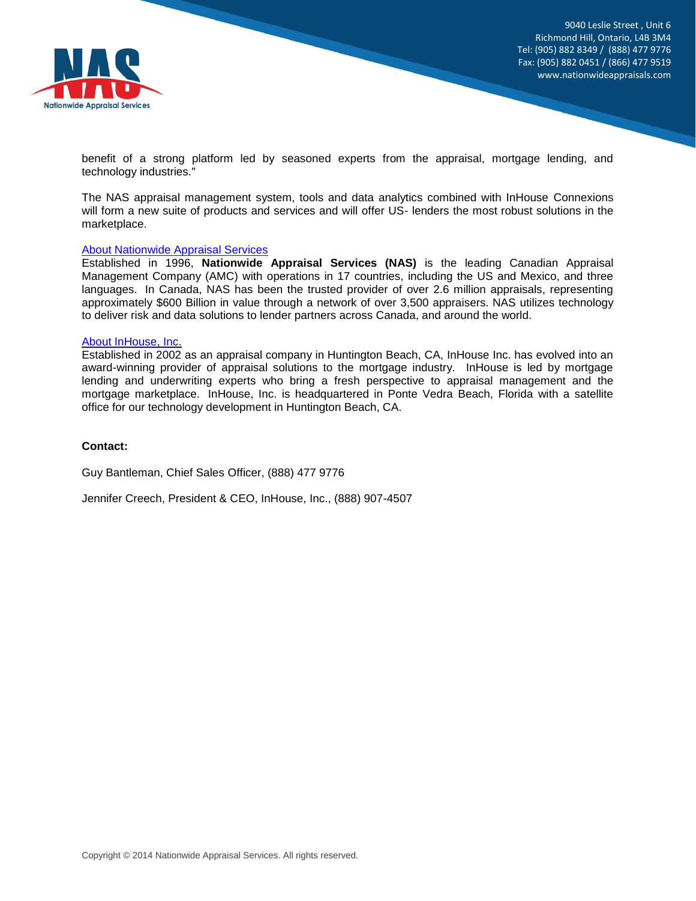benefit of a strong platform led by seasoned experts from the appraisal, mortgage lending, and technology industries."

The NAS appraisal management system, tools and data analytics combined with InHouse Connexions will form a new suite of products and services and will offer US- lenders the most robust solutions in the marketplace.

About Nationwide Appraisal Services

Established in 1996, **Nationwide Appraisal Services (NAS)** is the leading Canadian Appraisal Management Company (AMC) with operations in 17 countries, including the US and Mexico, and three languages. In Canada, NAS has been the trusted provider of over 2.6 million appraisals, representing approximately $600 Billion in value through a network of over 3,500 appraisers. NAS utilizes technology to deliver risk and data solutions to lender partners across Canada, and around the world.

About InHouse, Inc.

Established in 2002 as an appraisal company in Huntington Beach, CA, InHouse Inc. has evolved into an award-winning provider of appraisal solutions to the mortgage industry. InHouse is led by mortgage lending and underwriting experts who bring a fresh perspective to appraisal management and the mortgage marketplace. InHouse, Inc. is headquartered in Ponte Vedra Beach, Florida with a satellite office for our technology development in Huntington Beach, CA.

**Contact:**

Guy Bantleman, Chief Sales Officer, (888) 477 9776

Jennifer Creech, President & CEO, InHouse, Inc., (888) 907-4507

Copyright © 2014 Nationwide Appraisal Services. All rights reserved.